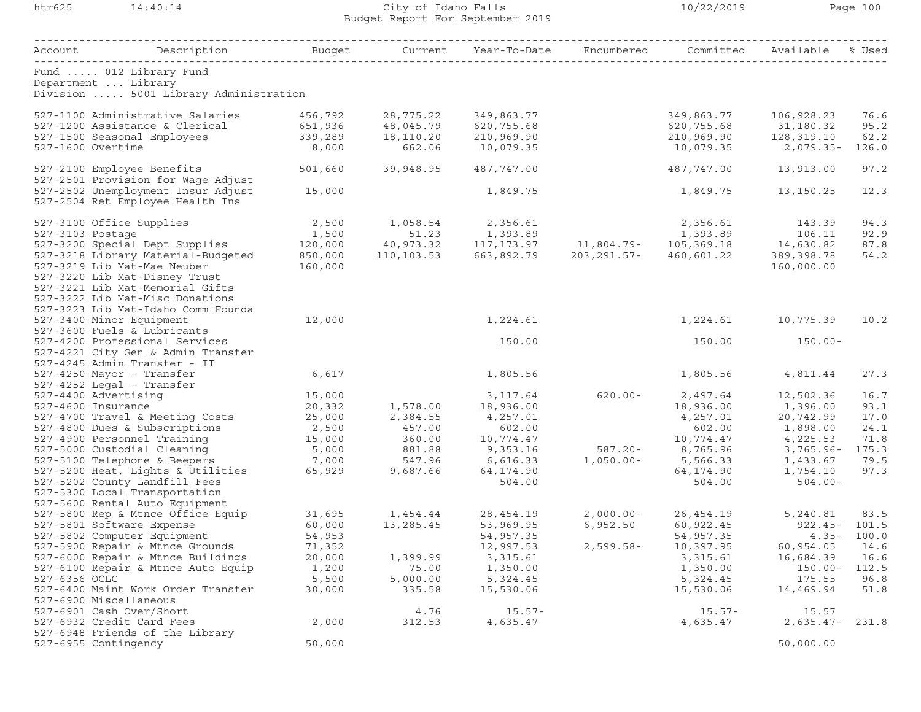# City of Idaho Falls
## Budget Report For September 2019

Fund ..... 012 Library Fund
Department ... Library
Division ..... 5001 Library Administration

| Account | Description | Budget | Current | Year-To-Date | Encumbered | Committed | Available | % Used |
|---|---|---|---|---|---|---|---|---|
| 527-1100 | Administrative Salaries | 456,792 | 28,775.22 | 349,863.77 | | 349,863.77 | 106,928.23 | 76.6 |
| 527-1200 | Assistance & Clerical | 651,936 | 48,045.79 | 620,755.68 | | 620,755.68 | 31,180.32 | 95.2 |
| 527-1500 | Seasonal Employees | 339,289 | 18,110.20 | 210,969.90 | | 210,969.90 | 128,319.10 | 62.2 |
| 527-1600 | Overtime | 8,000 | 662.06 | 10,079.35 | | 10,079.35 | 2,079.35- | 126.0 |
| 527-2100 | Employee Benefits | 501,660 | 39,948.95 | 487,747.00 | | 487,747.00 | 13,913.00 | 97.2 |
| 527-2501 | Provision for Wage Adjust | | | | | | | |
| 527-2502 | Unemployment Insur Adjust | 15,000 | | 1,849.75 | | 1,849.75 | 13,150.25 | 12.3 |
| 527-2504 | Ret Employee Health Ins | | | | | | | |
| 527-3100 | Office Supplies | 2,500 | 1,058.54 | 2,356.61 | | 2,356.61 | 143.39 | 94.3 |
| 527-3103 | Postage | 1,500 | 51.23 | 1,393.89 | | 1,393.89 | 106.11 | 92.9 |
| 527-3200 | Special Dept Supplies | 120,000 | 40,973.32 | 117,173.97 | 11,804.79- | 105,369.18 | 14,630.82 | 87.8 |
| 527-3218 | Library Material-Budgeted | 850,000 | 110,103.53 | 663,892.79 | 203,291.57- | 460,601.22 | 389,398.78 | 54.2 |
| 527-3219 | Lib Mat-Mae Neuber | 160,000 | | | | | 160,000.00 | |
| 527-3220 | Lib Mat-Disney Trust | | | | | | | |
| 527-3221 | Lib Mat-Memorial Gifts | | | | | | | |
| 527-3222 | Lib Mat-Misc Donations | | | | | | | |
| 527-3223 | Lib Mat-Idaho Comm Founda | | | | | | | |
| 527-3400 | Minor Equipment | 12,000 | | 1,224.61 | | 1,224.61 | 10,775.39 | 10.2 |
| 527-3600 | Fuels & Lubricants | | | | | | | |
| 527-4200 | Professional Services | | | 150.00 | | 150.00 | 150.00- | |
| 527-4221 | City Gen & Admin Transfer | | | | | | | |
| 527-4245 | Admin Transfer - IT | | | | | | | |
| 527-4250 | Mayor - Transfer | 6,617 | | 1,805.56 | | 1,805.56 | 4,811.44 | 27.3 |
| 527-4252 | Legal - Transfer | | | | | | | |
| 527-4400 | Advertising | 15,000 | | 3,117.64 | 620.00- | 2,497.64 | 12,502.36 | 16.7 |
| 527-4600 | Insurance | 20,332 | 1,578.00 | 18,936.00 | | 18,936.00 | 1,396.00 | 93.1 |
| 527-4700 | Travel & Meeting Costs | 25,000 | 2,384.55 | 4,257.01 | | 4,257.01 | 20,742.99 | 17.0 |
| 527-4800 | Dues & Subscriptions | 2,500 | 457.00 | 602.00 | | 602.00 | 1,898.00 | 24.1 |
| 527-4900 | Personnel Training | 15,000 | 360.00 | 10,774.47 | | 10,774.47 | 4,225.53 | 71.8 |
| 527-5000 | Custodial Cleaning | 5,000 | 881.88 | 9,353.16 | 587.20- | 8,765.96 | 3,765.96- | 175.3 |
| 527-5100 | Telephone & Beepers | 7,000 | 547.96 | 6,616.33 | 1,050.00- | 5,566.33 | 1,433.67 | 79.5 |
| 527-5200 | Heat, Lights & Utilities | 65,929 | 9,687.66 | 64,174.90 | | 64,174.90 | 1,754.10 | 97.3 |
| 527-5202 | County Landfill Fees | | | 504.00 | | 504.00 | 504.00- | |
| 527-5300 | Local Transportation | | | | | | | |
| 527-5600 | Rental Auto Equipment | | | | | | | |
| 527-5800 | Rep & Mtnce Office Equip | 31,695 | 1,454.44 | 28,454.19 | 2,000.00- | 26,454.19 | 5,240.81 | 83.5 |
| 527-5801 | Software Expense | 60,000 | 13,285.45 | 53,969.95 | 6,952.50 | 60,922.45 | 922.45- | 101.5 |
| 527-5802 | Computer Equipment | 54,953 | | 54,957.35 | | 54,957.35 | 4.35- | 100.0 |
| 527-5900 | Repair & Mtnce Grounds | 71,352 | | 12,997.53 | 2,599.58- | 10,397.95 | 60,954.05 | 14.6 |
| 527-6000 | Repair & Mtnce Buildings | 20,000 | 1,399.99 | 3,315.61 | | 3,315.61 | 16,684.39 | 16.6 |
| 527-6100 | Repair & Mtnce Auto Equip | 1,200 | 75.00 | 1,350.00 | | 1,350.00 | 150.00- | 112.5 |
| 527-6356 | OCLC | 5,500 | 5,000.00 | 5,324.45 | | 5,324.45 | 175.55 | 96.8 |
| 527-6400 | Maint Work Order Transfer | 30,000 | 335.58 | 15,530.06 | | 15,530.06 | 14,469.94 | 51.8 |
| 527-6900 | Miscellaneous | | | | | | | |
| 527-6901 | Cash Over/Short | | 4.76 | 15.57- | | 15.57- | 15.57 | |
| 527-6932 | Credit Card Fees | 2,000 | 312.53 | 4,635.47 | | 4,635.47 | 2,635.47- | 231.8 |
| 527-6948 | Friends of the Library | | | | | | | |
| 527-6955 | Contingency | 50,000 | | | | | 50,000.00 | |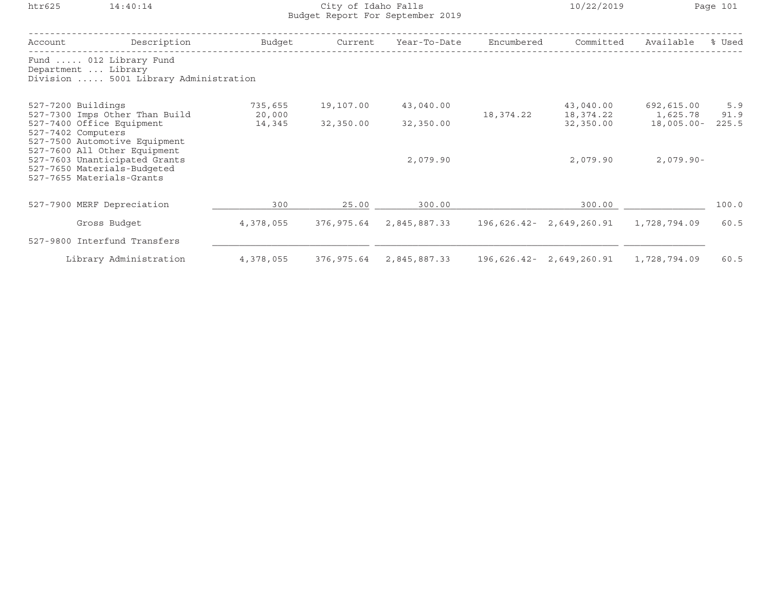Budget Report For September 2019

City of Idaho Falls

| Account | Description | Budget | Current | Year-To-Date | Encumbered | Committed | Available | % Used |
|---|---|---|---|---|---|---|---|---|

Fund ..... 012 Library Fund
Department ... Library
Division ..... 5001 Library Administration

| Account | Description | Budget | Current | Year-To-Date | Encumbered | Committed | Available | % Used |
|---|---|---|---|---|---|---|---|---|
| 527-7200 | Buildings | 735,655 | 19,107.00 | 43,040.00 | | 43,040.00 | 692,615.00 | 5.9 |
| 527-7300 | Imps Other Than Build | 20,000 | | | 18,374.22 | 18,374.22 | 1,625.78 | 91.9 |
| 527-7400 | Office Equipment | 14,345 | 32,350.00 | 32,350.00 | | 32,350.00 | 18,005.00- | 225.5 |
| 527-7402 | Computers | | | | | | | |
| 527-7500 | Automotive Equipment | | | | | | | |
| 527-7600 | All Other Equipment | | | | | | | |
| 527-7603 | Unanticipated Grants | | | 2,079.90 | | 2,079.90 | 2,079.90- | |
| 527-7650 | Materials-Budgeted | | | | | | | |
| 527-7655 | Materials-Grants | | | | | | | |
| 527-7900 | MERF Depreciation | 300 | 25.00 | 300.00 | | 300.00 | | 100.0 |
| | Gross Budget | 4,378,055 | 376,975.64 | 2,845,887.33 | 196,626.42- | 2,649,260.91 | 1,728,794.09 | 60.5 |
| 527-9800 | Interfund Transfers | | | | | | | |
| | Library Administration | 4,378,055 | 376,975.64 | 2,845,887.33 | 196,626.42- | 2,649,260.91 | 1,728,794.09 | 60.5 |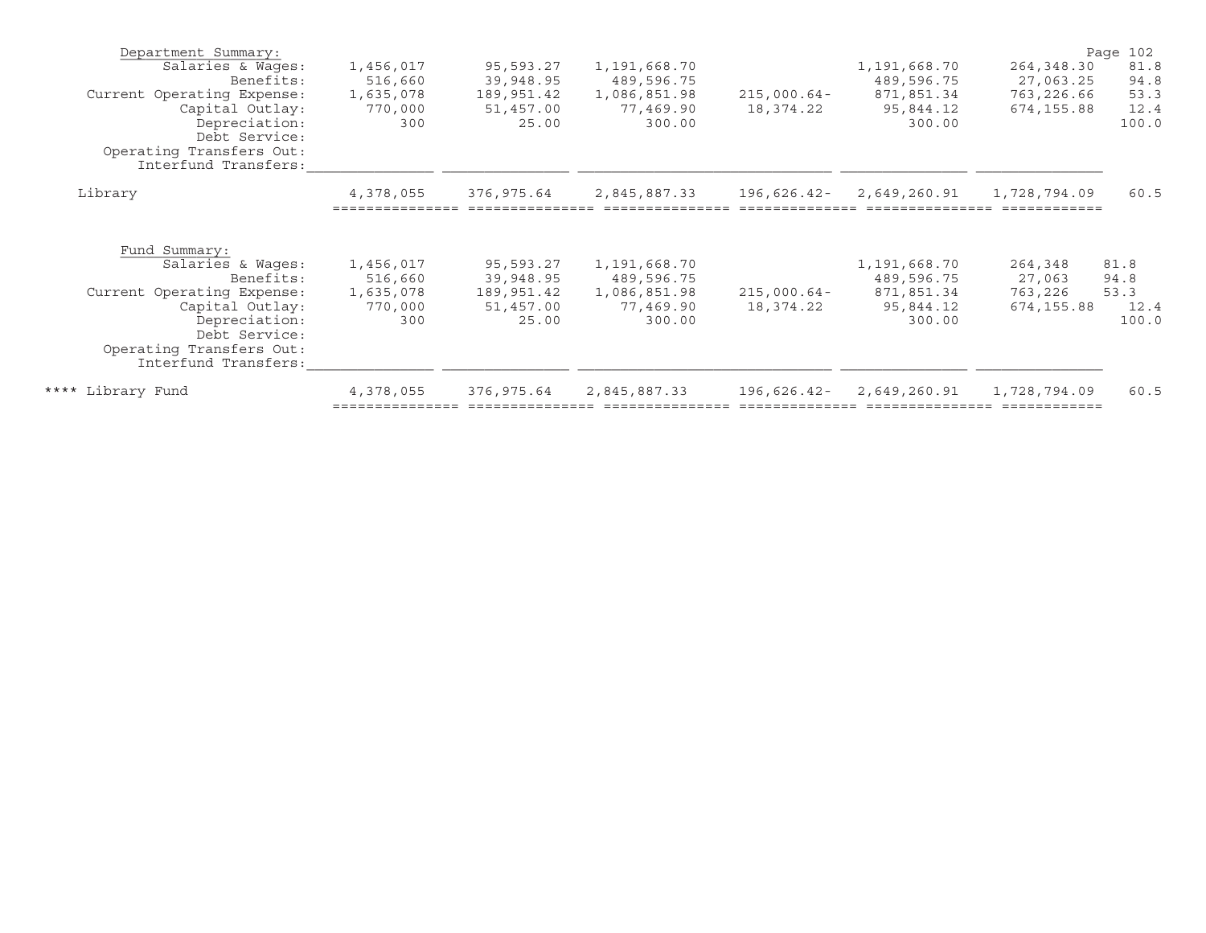| Department Summary: | | | | | | | |
| --- | --- | --- | --- | --- | --- | --- | --- |
| Salaries & Wages: | 1,456,017 | 95,593.27 | 1,191,668.70 | | 1,191,668.70 | 264,348.30 | 81.8 |
| Benefits: | 516,660 | 39,948.95 | 489,596.75 | | 489,596.75 | 27,063.25 | 94.8 |
| Current Operating Expense: | 1,635,078 | 189,951.42 | 1,086,851.98 | 215,000.64- | 871,851.34 | 763,226.66 | 53.3 |
| Capital Outlay: | 770,000 | 51,457.00 | 77,469.90 | 18,374.22 | 95,844.12 | 674,155.88 | 12.4 |
| Depreciation: | 300 | 25.00 | 300.00 | | 300.00 | | 100.0 |
| Debt Service: | | | | | | | |
| Operating Transfers Out: | | | | | | | |
| Interfund Transfers: | | | | | | | |
| Library | 4,378,055 | 376,975.64 | 2,845,887.33 | 196,626.42- | 2,649,260.91 | 1,728,794.09 | 60.5 |

| Fund Summary: | | | | | | | |
| --- | --- | --- | --- | --- | --- | --- | --- |
| Salaries & Wages: | 1,456,017 | 95,593.27 | 1,191,668.70 | | 1,191,668.70 | 264,348 | 81.8 |
| Benefits: | 516,660 | 39,948.95 | 489,596.75 | | 489,596.75 | 27,063 | 94.8 |
| Current Operating Expense: | 1,635,078 | 189,951.42 | 1,086,851.98 | 215,000.64- | 871,851.34 | 763,226 | 53.3 |
| Capital Outlay: | 770,000 | 51,457.00 | 77,469.90 | 18,374.22 | 95,844.12 | 674,155.88 | 12.4 |
| Depreciation: | 300 | 25.00 | 300.00 | | 300.00 | | 100.0 |
| Debt Service: | | | | | | | |
| Operating Transfers Out: | | | | | | | |
| Interfund Transfers: | | | | | | | |
| **** Library Fund | 4,378,055 | 376,975.64 | 2,845,887.33 | 196,626.42- | 2,649,260.91 | 1,728,794.09 | 60.5 |